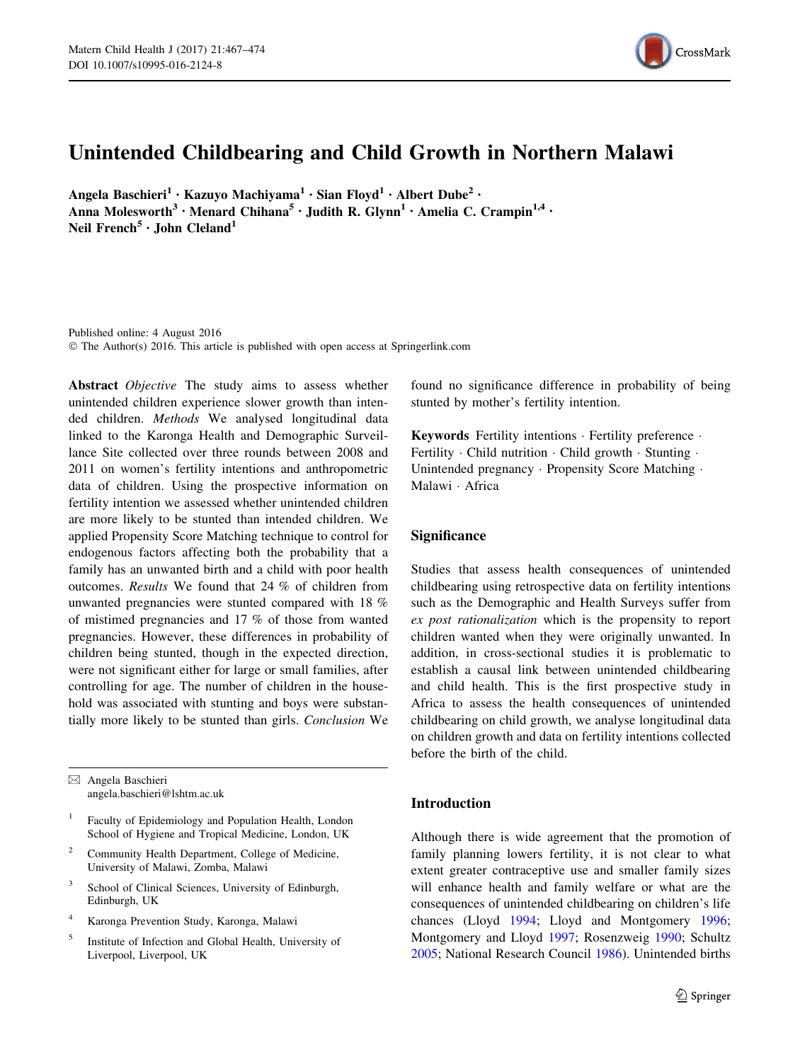# Unintended Childbearing and Child Growth in Northern Malawi

**Angela Baschieri[1] · Kazuyo Machiyama[1] · Sian Floyd[1] · Albert Dube[2] · Anna Molesworth[3] · Menard Chihana[5] · Judith R. Glynn[1] · Amelia C. Crampin[1,4] · Neil French[5] · John Cleland[1]**

Published online: 4 August 2016
© The Author(s) 2016. This article is published with open access at Springerlink.com

**Abstract** *Objective* The study aims to assess whether unintended children experience slower growth than intended children. *Methods* We analysed longitudinal data linked to the Karonga Health and Demographic Surveillance Site collected over three rounds between 2008 and 2011 on women's fertility intentions and anthropometric data of children. Using the prospective information on fertility intention we assessed whether unintended children are more likely to be stunted than intended children. We applied Propensity Score Matching technique to control for endogenous factors affecting both the probability that a family has an unwanted birth and a child with poor health outcomes. *Results* We found that 24 % of children from unwanted pregnancies were stunted compared with 18 % of mistimed pregnancies and 17 % of those from wanted pregnancies. However, these differences in probability of children being stunted, though in the expected direction, were not significant either for large or small families, after controlling for age. The number of children in the household was associated with stunting and boys were substantially more likely to be stunted than girls. *Conclusion* We found no significance difference in probability of being stunted by mother's fertility intention.

**Keywords** Fertility intentions · Fertility preference · Fertility · Child nutrition · Child growth · Stunting · Unintended pregnancy · Propensity Score Matching · Malawi · Africa

✉ Angela Baschieri
angela.baschieri@lshtm.ac.uk

[1] Faculty of Epidemiology and Population Health, London School of Hygiene and Tropical Medicine, London, UK

[2] Community Health Department, College of Medicine, University of Malawi, Zomba, Malawi

[3] School of Clinical Sciences, University of Edinburgh, Edinburgh, UK

[4] Karonga Prevention Study, Karonga, Malawi

[5] Institute of Infection and Global Health, University of Liverpool, Liverpool, UK

## Significance

Studies that assess health consequences of unintended childbearing using retrospective data on fertility intentions such as the Demographic and Health Surveys suffer from *ex post rationalization* which is the propensity to report children wanted when they were originally unwanted. In addition, in cross-sectional studies it is problematic to establish a causal link between unintended childbearing and child health. This is the first prospective study in Africa to assess the health consequences of unintended childbearing on child growth, we analyse longitudinal data on children growth and data on fertility intentions collected before the birth of the child.

## Introduction

Although there is wide agreement that the promotion of family planning lowers fertility, it is not clear to what extent greater contraceptive use and smaller family sizes will enhance health and family welfare or what are the consequences of unintended childbearing on children's life chances (Lloyd 1994; Lloyd and Montgomery 1996; Montgomery and Lloyd 1997; Rosenzweig 1990; Schultz 2005; National Research Council 1986). Unintended births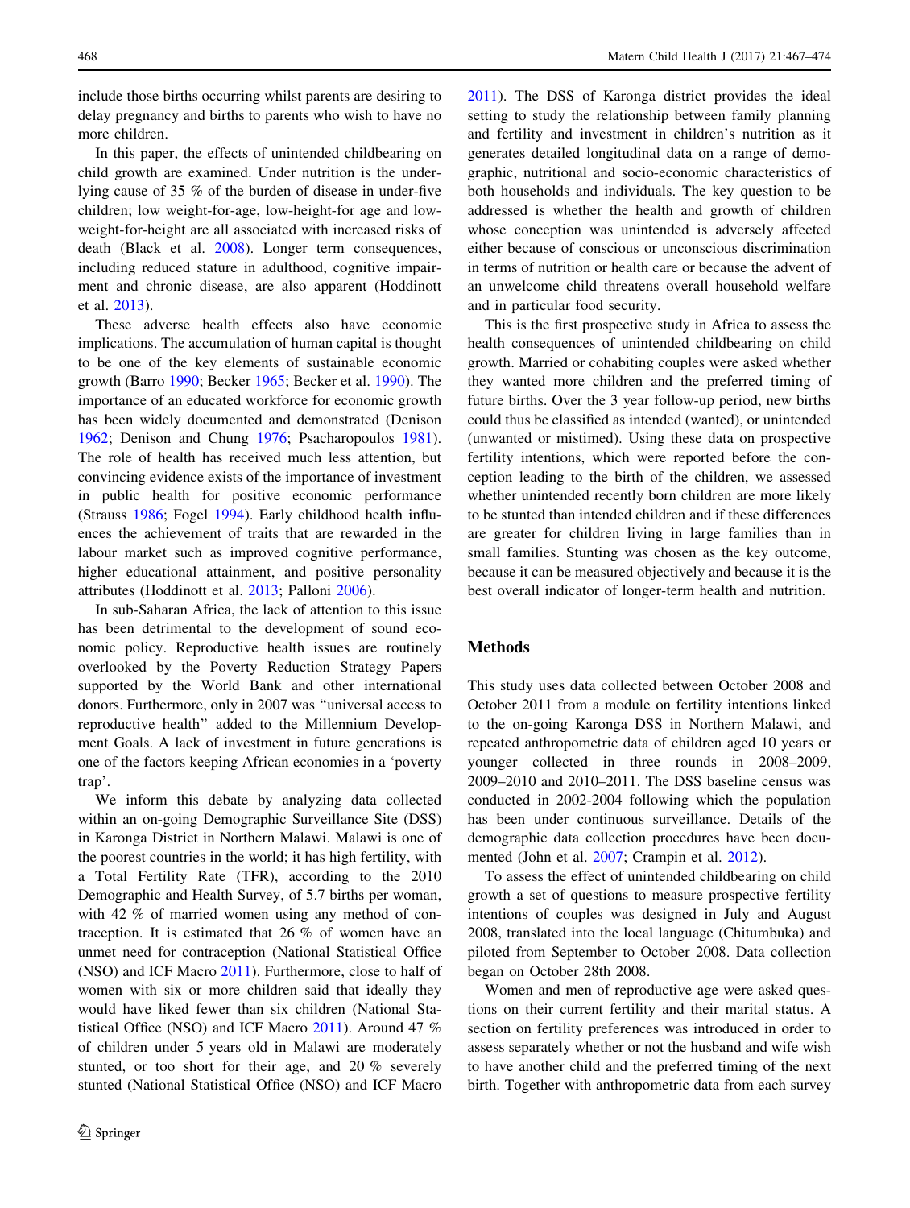include those births occurring whilst parents are desiring to delay pregnancy and births to parents who wish to have no more children.

In this paper, the effects of unintended childbearing on child growth are examined. Under nutrition is the underlying cause of 35 % of the burden of disease in under-five children; low weight-for-age, low-height-for age and low-weight-for-height are all associated with increased risks of death (Black et al. 2008). Longer term consequences, including reduced stature in adulthood, cognitive impairment and chronic disease, are also apparent (Hoddinott et al. 2013).

These adverse health effects also have economic implications. The accumulation of human capital is thought to be one of the key elements of sustainable economic growth (Barro 1990; Becker 1965; Becker et al. 1990). The importance of an educated workforce for economic growth has been widely documented and demonstrated (Denison 1962; Denison and Chung 1976; Psacharopoulos 1981). The role of health has received much less attention, but convincing evidence exists of the importance of investment in public health for positive economic performance (Strauss 1986; Fogel 1994). Early childhood health influences the achievement of traits that are rewarded in the labour market such as improved cognitive performance, higher educational attainment, and positive personality attributes (Hoddinott et al. 2013; Palloni 2006).

In sub-Saharan Africa, the lack of attention to this issue has been detrimental to the development of sound economic policy. Reproductive health issues are routinely overlooked by the Poverty Reduction Strategy Papers supported by the World Bank and other international donors. Furthermore, only in 2007 was "universal access to reproductive health" added to the Millennium Development Goals. A lack of investment in future generations is one of the factors keeping African economies in a 'poverty trap'.

We inform this debate by analyzing data collected within an on-going Demographic Surveillance Site (DSS) in Karonga District in Northern Malawi. Malawi is one of the poorest countries in the world; it has high fertility, with a Total Fertility Rate (TFR), according to the 2010 Demographic and Health Survey, of 5.7 births per woman, with 42 % of married women using any method of contraception. It is estimated that 26 % of women have an unmet need for contraception (National Statistical Office (NSO) and ICF Macro 2011). Furthermore, close to half of women with six or more children said that ideally they would have liked fewer than six children (National Statistical Office (NSO) and ICF Macro 2011). Around 47 % of children under 5 years old in Malawi are moderately stunted, or too short for their age, and 20 % severely stunted (National Statistical Office (NSO) and ICF Macro 2011). The DSS of Karonga district provides the ideal setting to study the relationship between family planning and fertility and investment in children's nutrition as it generates detailed longitudinal data on a range of demographic, nutritional and socio-economic characteristics of both households and individuals. The key question to be addressed is whether the health and growth of children whose conception was unintended is adversely affected either because of conscious or unconscious discrimination in terms of nutrition or health care or because the advent of an unwelcome child threatens overall household welfare and in particular food security.

This is the first prospective study in Africa to assess the health consequences of unintended childbearing on child growth. Married or cohabiting couples were asked whether they wanted more children and the preferred timing of future births. Over the 3 year follow-up period, new births could thus be classified as intended (wanted), or unintended (unwanted or mistimed). Using these data on prospective fertility intentions, which were reported before the conception leading to the birth of the children, we assessed whether unintended recently born children are more likely to be stunted than intended children and if these differences are greater for children living in large families than in small families. Stunting was chosen as the key outcome, because it can be measured objectively and because it is the best overall indicator of longer-term health and nutrition.

## Methods

This study uses data collected between October 2008 and October 2011 from a module on fertility intentions linked to the on-going Karonga DSS in Northern Malawi, and repeated anthropometric data of children aged 10 years or younger collected in three rounds in 2008–2009, 2009–2010 and 2010–2011. The DSS baseline census was conducted in 2002-2004 following which the population has been under continuous surveillance. Details of the demographic data collection procedures have been documented (John et al. 2007; Crampin et al. 2012).

To assess the effect of unintended childbearing on child growth a set of questions to measure prospective fertility intentions of couples was designed in July and August 2008, translated into the local language (Chitumbuka) and piloted from September to October 2008. Data collection began on October 28th 2008.

Women and men of reproductive age were asked questions on their current fertility and their marital status. A section on fertility preferences was introduced in order to assess separately whether or not the husband and wife wish to have another child and the preferred timing of the next birth. Together with anthropometric data from each survey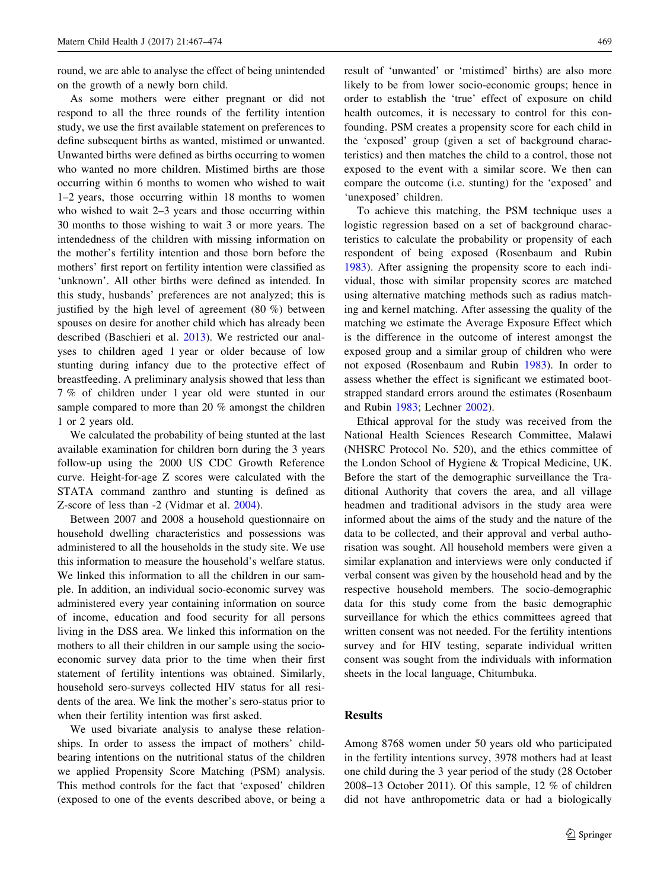round, we are able to analyse the effect of being unintended on the growth of a newly born child.

As some mothers were either pregnant or did not respond to all the three rounds of the fertility intention study, we use the first available statement on preferences to define subsequent births as wanted, mistimed or unwanted. Unwanted births were defined as births occurring to women who wanted no more children. Mistimed births are those occurring within 6 months to women who wished to wait 1–2 years, those occurring within 18 months to women who wished to wait 2–3 years and those occurring within 30 months to those wishing to wait 3 or more years. The intendedness of the children with missing information on the mother's fertility intention and those born before the mothers' first report on fertility intention were classified as 'unknown'. All other births were defined as intended. In this study, husbands' preferences are not analyzed; this is justified by the high level of agreement (80 %) between spouses on desire for another child which has already been described (Baschieri et al. 2013). We restricted our analyses to children aged 1 year or older because of low stunting during infancy due to the protective effect of breastfeeding. A preliminary analysis showed that less than 7 % of children under 1 year old were stunted in our sample compared to more than 20 % amongst the children 1 or 2 years old.

We calculated the probability of being stunted at the last available examination for children born during the 3 years follow-up using the 2000 US CDC Growth Reference curve. Height-for-age Z scores were calculated with the STATA command zanthro and stunting is defined as Z-score of less than -2 (Vidmar et al. 2004).

Between 2007 and 2008 a household questionnaire on household dwelling characteristics and possessions was administered to all the households in the study site. We use this information to measure the household's welfare status. We linked this information to all the children in our sample. In addition, an individual socio-economic survey was administered every year containing information on source of income, education and food security for all persons living in the DSS area. We linked this information on the mothers to all their children in our sample using the socio-economic survey data prior to the time when their first statement of fertility intentions was obtained. Similarly, household sero-surveys collected HIV status for all residents of the area. We link the mother's sero-status prior to when their fertility intention was first asked.

We used bivariate analysis to analyse these relationships. In order to assess the impact of mothers' childbearing intentions on the nutritional status of the children we applied Propensity Score Matching (PSM) analysis. This method controls for the fact that 'exposed' children (exposed to one of the events described above, or being a result of 'unwanted' or 'mistimed' births) are also more likely to be from lower socio-economic groups; hence in order to establish the 'true' effect of exposure on child health outcomes, it is necessary to control for this confounding. PSM creates a propensity score for each child in the 'exposed' group (given a set of background characteristics) and then matches the child to a control, those not exposed to the event with a similar score. We then can compare the outcome (i.e. stunting) for the 'exposed' and 'unexposed' children.

To achieve this matching, the PSM technique uses a logistic regression based on a set of background characteristics to calculate the probability or propensity of each respondent of being exposed (Rosenbaum and Rubin 1983). After assigning the propensity score to each individual, those with similar propensity scores are matched using alternative matching methods such as radius matching and kernel matching. After assessing the quality of the matching we estimate the Average Exposure Effect which is the difference in the outcome of interest amongst the exposed group and a similar group of children who were not exposed (Rosenbaum and Rubin 1983). In order to assess whether the effect is significant we estimated bootstrapped standard errors around the estimates (Rosenbaum and Rubin 1983; Lechner 2002).

Ethical approval for the study was received from the National Health Sciences Research Committee, Malawi (NHSRC Protocol No. 520), and the ethics committee of the London School of Hygiene & Tropical Medicine, UK. Before the start of the demographic surveillance the Traditional Authority that covers the area, and all village headmen and traditional advisors in the study area were informed about the aims of the study and the nature of the data to be collected, and their approval and verbal authorisation was sought. All household members were given a similar explanation and interviews were only conducted if verbal consent was given by the household head and by the respective household members. The socio-demographic data for this study come from the basic demographic surveillance for which the ethics committees agreed that written consent was not needed. For the fertility intentions survey and for HIV testing, separate individual written consent was sought from the individuals with information sheets in the local language, Chitumbuka.

## Results

Among 8768 women under 50 years old who participated in the fertility intentions survey, 3978 mothers had at least one child during the 3 year period of the study (28 October 2008–13 October 2011). Of this sample, 12 % of children did not have anthropometric data or had a biologically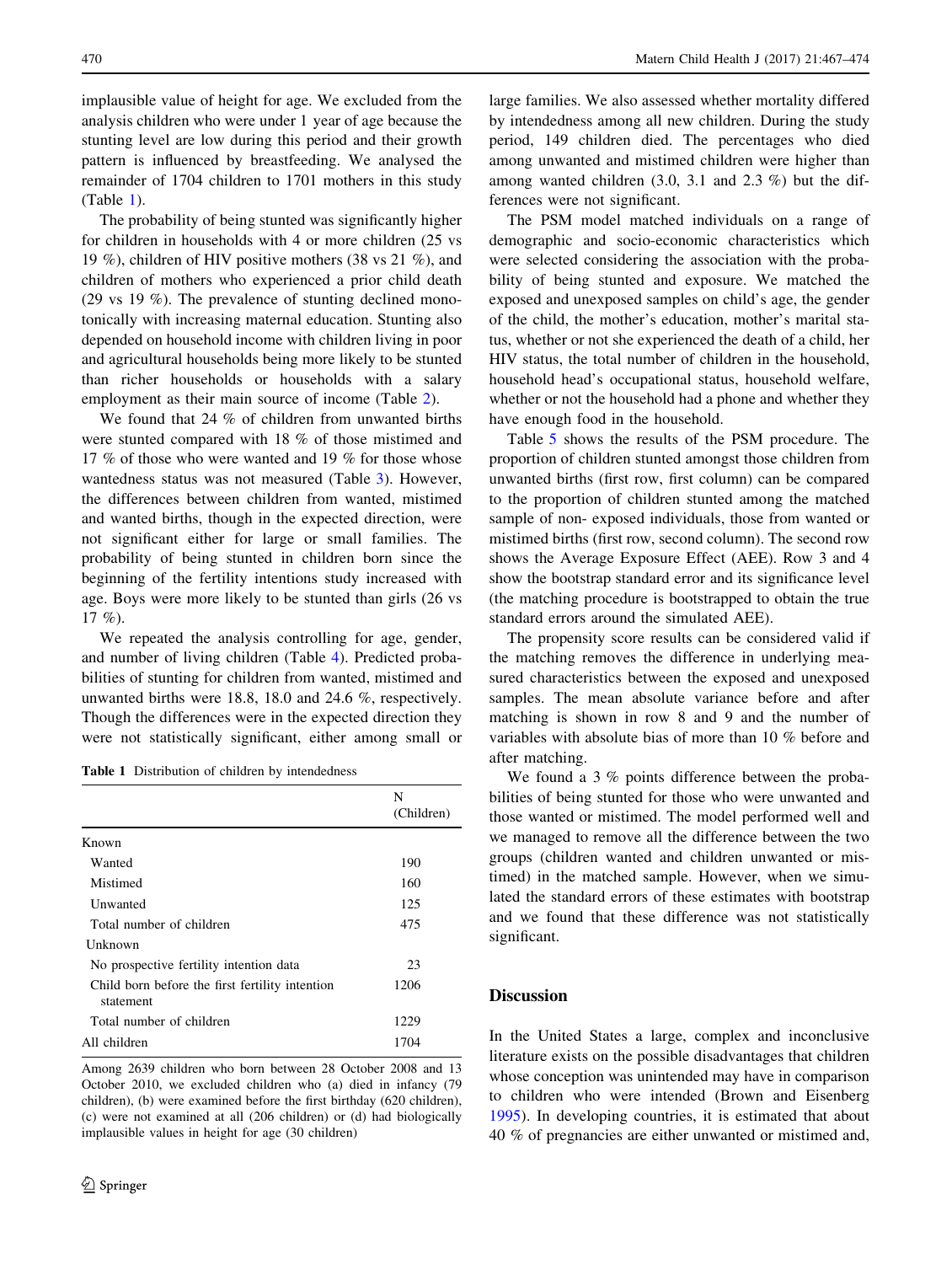implausible value of height for age. We excluded from the analysis children who were under 1 year of age because the stunting level are low during this period and their growth pattern is influenced by breastfeeding. We analysed the remainder of 1704 children to 1701 mothers in this study (Table 1).

The probability of being stunted was significantly higher for children in households with 4 or more children (25 vs 19 %), children of HIV positive mothers (38 vs 21 %), and children of mothers who experienced a prior child death (29 vs 19 %). The prevalence of stunting declined monotonically with increasing maternal education. Stunting also depended on household income with children living in poor and agricultural households being more likely to be stunted than richer households or households with a salary employment as their main source of income (Table 2).

We found that 24 % of children from unwanted births were stunted compared with 18 % of those mistimed and 17 % of those who were wanted and 19 % for those whose wantedness status was not measured (Table 3). However, the differences between children from wanted, mistimed and wanted births, though in the expected direction, were not significant either for large or small families. The probability of being stunted in children born since the beginning of the fertility intentions study increased with age. Boys were more likely to be stunted than girls (26 vs 17 %).

We repeated the analysis controlling for age, gender, and number of living children (Table 4). Predicted probabilities of stunting for children from wanted, mistimed and unwanted births were 18.8, 18.0 and 24.6 %, respectively. Though the differences were in the expected direction they were not statistically significant, either among small or large families. We also assessed whether mortality differed by intendedness among all new children. During the study period, 149 children died. The percentages who died among unwanted and mistimed children were higher than among wanted children (3.0, 3.1 and 2.3 %) but the differences were not significant.

**Table 1** Distribution of children by intendedness

| | N (Children) |
|---|---|
| Known | |
| Wanted | 190 |
| Mistimed | 160 |
| Unwanted | 125 |
| Total number of children | 475 |
| Unknown | |
| No prospective fertility intention data | 23 |
| Child born before the first fertility intention statement | 1206 |
| Total number of children | 1229 |
| All children | 1704 |

Among 2639 children who born between 28 October 2008 and 13 October 2010, we excluded children who (a) died in infancy (79 children), (b) were examined before the first birthday (620 children), (c) were not examined at all (206 children) or (d) had biologically implausible values in height for age (30 children)

The PSM model matched individuals on a range of demographic and socio-economic characteristics which were selected considering the association with the probability of being stunted and exposure. We matched the exposed and unexposed samples on child's age, the gender of the child, the mother's education, mother's marital status, whether or not she experienced the death of a child, her HIV status, the total number of children in the household, household head's occupational status, household welfare, whether or not the household had a phone and whether they have enough food in the household.

Table 5 shows the results of the PSM procedure. The proportion of children stunted amongst those children from unwanted births (first row, first column) can be compared to the proportion of children stunted among the matched sample of non- exposed individuals, those from wanted or mistimed births (first row, second column). The second row shows the Average Exposure Effect (AEE). Row 3 and 4 show the bootstrap standard error and its significance level (the matching procedure is bootstrapped to obtain the true standard errors around the simulated AEE).

The propensity score results can be considered valid if the matching removes the difference in underlying measured characteristics between the exposed and unexposed samples. The mean absolute variance before and after matching is shown in row 8 and 9 and the number of variables with absolute bias of more than 10 % before and after matching.

We found a 3 % points difference between the probabilities of being stunted for those who were unwanted and those wanted or mistimed. The model performed well and we managed to remove all the difference between the two groups (children wanted and children unwanted or mistimed) in the matched sample. However, when we simulated the standard errors of these estimates with bootstrap and we found that these difference was not statistically significant.

## Discussion

In the United States a large, complex and inconclusive literature exists on the possible disadvantages that children whose conception was unintended may have in comparison to children who were intended (Brown and Eisenberg 1995). In developing countries, it is estimated that about 40 % of pregnancies are either unwanted or mistimed and,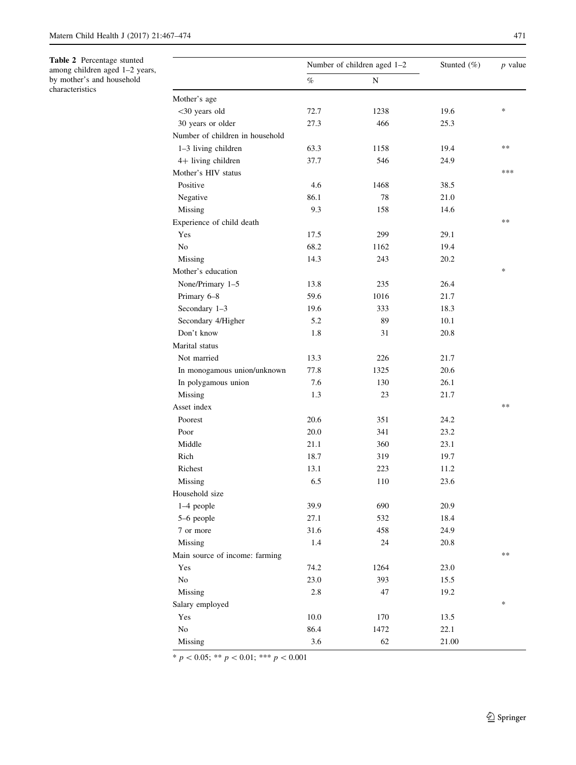**Table 2** Percentage stunted among children aged 1–2 years, by mother's and household characteristics

| | Number of children aged 1–2 | | Stunted (%) | *p* value |
|---|---|---|---|---|
| | % | N | | |
| Mother's age | | | | |
| <30 years old | 72.7 | 1238 | 19.6 | * |
| 30 years or older | 27.3 | 466 | 25.3 | |
| Number of children in household | | | | |
| 1–3 living children | 63.3 | 1158 | 19.4 | ** |
| 4+ living children | 37.7 | 546 | 24.9 | |
| Mother's HIV status | | | | *** |
| Positive | 4.6 | 1468 | 38.5 | |
| Negative | 86.1 | 78 | 21.0 | |
| Missing | 9.3 | 158 | 14.6 | |
| Experience of child death | | | | ** |
| Yes | 17.5 | 299 | 29.1 | |
| No | 68.2 | 1162 | 19.4 | |
| Missing | 14.3 | 243 | 20.2 | |
| Mother's education | | | | * |
| None/Primary 1–5 | 13.8 | 235 | 26.4 | |
| Primary 6–8 | 59.6 | 1016 | 21.7 | |
| Secondary 1–3 | 19.6 | 333 | 18.3 | |
| Secondary 4/Higher | 5.2 | 89 | 10.1 | |
| Don't know | 1.8 | 31 | 20.8 | |
| Marital status | | | | |
| Not married | 13.3 | 226 | 21.7 | |
| In monogamous union/unknown | 77.8 | 1325 | 20.6 | |
| In polygamous union | 7.6 | 130 | 26.1 | |
| Missing | 1.3 | 23 | 21.7 | |
| Asset index | | | | ** |
| Poorest | 20.6 | 351 | 24.2 | |
| Poor | 20.0 | 341 | 23.2 | |
| Middle | 21.1 | 360 | 23.1 | |
| Rich | 18.7 | 319 | 19.7 | |
| Richest | 13.1 | 223 | 11.2 | |
| Missing | 6.5 | 110 | 23.6 | |
| Household size | | | | |
| 1–4 people | 39.9 | 690 | 20.9 | |
| 5–6 people | 27.1 | 532 | 18.4 | |
| 7 or more | 31.6 | 458 | 24.9 | |
| Missing | 1.4 | 24 | 20.8 | |
| Main source of income: farming | | | | ** |
| Yes | 74.2 | 1264 | 23.0 | |
| No | 23.0 | 393 | 15.5 | |
| Missing | 2.8 | 47 | 19.2 | |
| Salary employed | | | | * |
| Yes | 10.0 | 170 | 13.5 | |
| No | 86.4 | 1472 | 22.1 | |
| Missing | 3.6 | 62 | 21.00 | |

* $p < 0.05$; ** $p < 0.01$; *** $p < 0.001$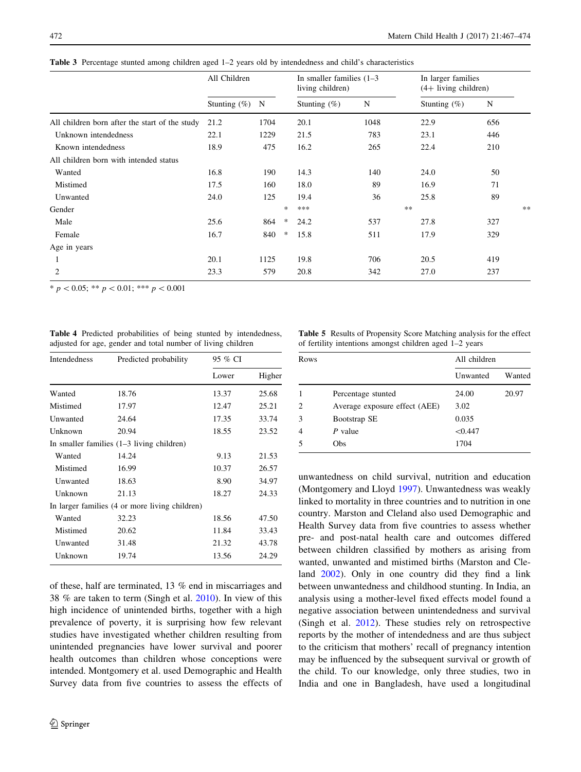Table 3 Percentage stunted among children aged 1–2 years old by intendedness and child's characteristics

| | All Children | | | In smaller families (1–3 living children) | | | In larger families (4+ living children) | | |
|---|---|---|---|---|---|---|---|---|---|
| | Stunting (%) | N | | Stunting (%) | N | | Stunting (%) | N | |
| All children born after the start of the study | 21.2 | 1704 | | 20.1 | 1048 | | 22.9 | 656 | |
| Unknown intendedness | 22.1 | 1229 | | 21.5 | 783 | | 23.1 | 446 | |
| Known intendedness | 18.9 | 475 | | 16.2 | 265 | | 22.4 | 210 | |
| All children born with intended status | | | | | | | | | |
| Wanted | 16.8 | 190 | | 14.3 | 140 | | 24.0 | 50 | |
| Mistimed | 17.5 | 160 | | 18.0 | 89 | | 16.9 | 71 | |
| Unwanted | 24.0 | 125 | | 19.4 | 36 | | 25.8 | 89 | |
| Gender | | | * | *** | | ** | | | ** |
| Male | 25.6 | 864 | * | 24.2 | 537 | | 27.8 | 327 | |
| Female | 16.7 | 840 | * | 15.8 | 511 | | 17.9 | 329 | |
| Age in years | | | | | | | | | |
| 1 | 20.1 | 1125 | | 19.8 | 706 | | 20.5 | 419 | |
| 2 | 23.3 | 579 | | 20.8 | 342 | | 27.0 | 237 | |

* $p < 0.05$; ** $p < 0.01$; *** $p < 0.001$

Table 4 Predicted probabilities of being stunted by intendedness, adjusted for age, gender and total number of living children

| Intendedness | Predicted probability | 95 % CI | |
|---|---|---|---|
| | | Lower | Higher |
| Wanted | 18.76 | 13.37 | 25.68 |
| Mistimed | 17.97 | 12.47 | 25.21 |
| Unwanted | 24.64 | 17.35 | 33.74 |
| Unknown | 20.94 | 18.55 | 23.52 |
| In smaller families (1–3 living children) | | | |
| Wanted | 14.24 | 9.13 | 21.53 |
| Mistimed | 16.99 | 10.37 | 26.57 |
| Unwanted | 18.63 | 8.90 | 34.97 |
| Unknown | 21.13 | 18.27 | 24.33 |
| In larger families (4 or more living children) | | | |
| Wanted | 32.23 | 18.56 | 47.50 |
| Mistimed | 20.62 | 11.84 | 33.43 |
| Unwanted | 31.48 | 21.32 | 43.78 |
| Unknown | 19.74 | 13.56 | 24.29 |

Table 5 Results of Propensity Score Matching analysis for the effect of fertility intentions amongst children aged 1–2 years

| Rows | | All children | |
|---|---|---|---|
| | | Unwanted | Wanted |
| 1 | Percentage stunted | 24.00 | 20.97 |
| 2 | Average exposure effect (AEE) | 3.02 | |
| 3 | Bootstrap SE | 0.035 | |
| 4 | *P* value | <0.447 | |
| 5 | Obs | 1704 | |

of these, half are terminated, 13 % end in miscarriages and 38 % are taken to term (Singh et al. 2010). In view of this high incidence of unintended births, together with a high prevalence of poverty, it is surprising how few relevant studies have investigated whether children resulting from unintended pregnancies have lower survival and poorer health outcomes than children whose conceptions were intended. Montgomery et al. used Demographic and Health Survey data from five countries to assess the effects of unwantedness on child survival, nutrition and education (Montgomery and Lloyd 1997). Unwantedness was weakly linked to mortality in three countries and to nutrition in one country. Marston and Cleland also used Demographic and Health Survey data from five countries to assess whether pre- and post-natal health care and outcomes differed between children classified by mothers as arising from wanted, unwanted and mistimed births (Marston and Cleland 2002). Only in one country did they find a link between unwantedness and childhood stunting. In India, an analysis using a mother-level fixed effects model found a negative association between unintendedness and survival (Singh et al. 2012). These studies rely on retrospective reports by the mother of intendedness and are thus subject to the criticism that mothers' recall of pregnancy intention may be influenced by the subsequent survival or growth of the child. To our knowledge, only three studies, two in India and one in Bangladesh, have used a longitudinal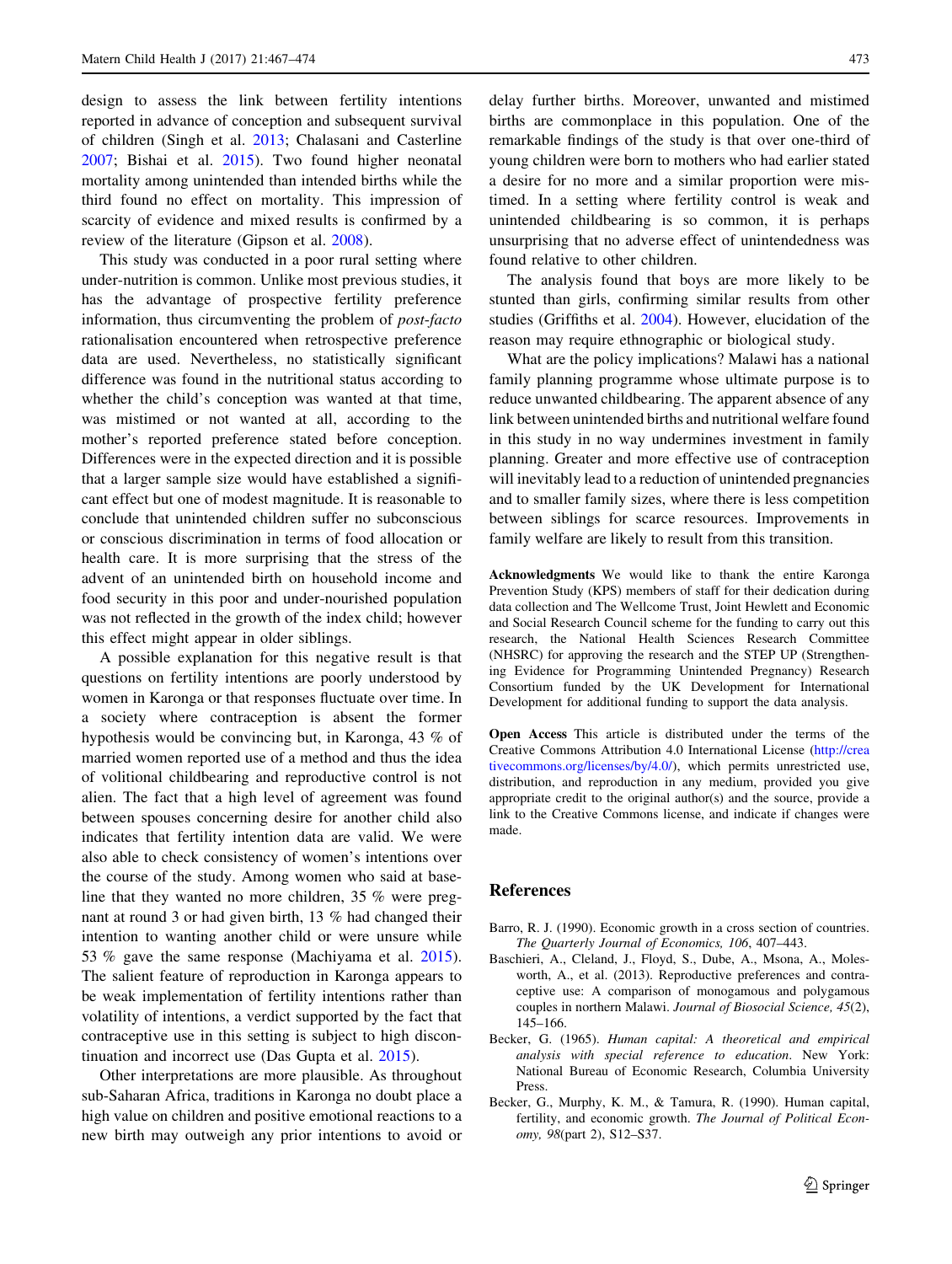design to assess the link between fertility intentions reported in advance of conception and subsequent survival of children (Singh et al. 2013; Chalasani and Casterline 2007; Bishai et al. 2015). Two found higher neonatal mortality among unintended than intended births while the third found no effect on mortality. This impression of scarcity of evidence and mixed results is confirmed by a review of the literature (Gipson et al. 2008).

This study was conducted in a poor rural setting where under-nutrition is common. Unlike most previous studies, it has the advantage of prospective fertility preference information, thus circumventing the problem of *post-facto* rationalisation encountered when retrospective preference data are used. Nevertheless, no statistically significant difference was found in the nutritional status according to whether the child's conception was wanted at that time, was mistimed or not wanted at all, according to the mother's reported preference stated before conception. Differences were in the expected direction and it is possible that a larger sample size would have established a significant effect but one of modest magnitude. It is reasonable to conclude that unintended children suffer no subconscious or conscious discrimination in terms of food allocation or health care. It is more surprising that the stress of the advent of an unintended birth on household income and food security in this poor and under-nourished population was not reflected in the growth of the index child; however this effect might appear in older siblings.

A possible explanation for this negative result is that questions on fertility intentions are poorly understood by women in Karonga or that responses fluctuate over time. In a society where contraception is absent the former hypothesis would be convincing but, in Karonga, 43 % of married women reported use of a method and thus the idea of volitional childbearing and reproductive control is not alien. The fact that a high level of agreement was found between spouses concerning desire for another child also indicates that fertility intention data are valid. We were also able to check consistency of women's intentions over the course of the study. Among women who said at baseline that they wanted no more children, 35 % were pregnant at round 3 or had given birth, 13 % had changed their intention to wanting another child or were unsure while 53 % gave the same response (Machiyama et al. 2015). The salient feature of reproduction in Karonga appears to be weak implementation of fertility intentions rather than volatility of intentions, a verdict supported by the fact that contraceptive use in this setting is subject to high discontinuation and incorrect use (Das Gupta et al. 2015).

Other interpretations are more plausible. As throughout sub-Saharan Africa, traditions in Karonga no doubt place a high value on children and positive emotional reactions to a new birth may outweigh any prior intentions to avoid or delay further births. Moreover, unwanted and mistimed births are commonplace in this population. One of the remarkable findings of the study is that over one-third of young children were born to mothers who had earlier stated a desire for no more and a similar proportion were mistimed. In a setting where fertility control is weak and unintended childbearing is so common, it is perhaps unsurprising that no adverse effect of unintendedness was found relative to other children.

The analysis found that boys are more likely to be stunted than girls, confirming similar results from other studies (Griffiths et al. 2004). However, elucidation of the reason may require ethnographic or biological study.

What are the policy implications? Malawi has a national family planning programme whose ultimate purpose is to reduce unwanted childbearing. The apparent absence of any link between unintended births and nutritional welfare found in this study in no way undermines investment in family planning. Greater and more effective use of contraception will inevitably lead to a reduction of unintended pregnancies and to smaller family sizes, where there is less competition between siblings for scarce resources. Improvements in family welfare are likely to result from this transition.

**Acknowledgments** We would like to thank the entire Karonga Prevention Study (KPS) members of staff for their dedication during data collection and The Wellcome Trust, Joint Hewlett and Economic and Social Research Council scheme for the funding to carry out this research, the National Health Sciences Research Committee (NHSRC) for approving the research and the STEP UP (Strengthening Evidence for Programming Unintended Pregnancy) Research Consortium funded by the UK Development for International Development for additional funding to support the data analysis.

**Open Access** This article is distributed under the terms of the Creative Commons Attribution 4.0 International License (http://creativecommons.org/licenses/by/4.0/), which permits unrestricted use, distribution, and reproduction in any medium, provided you give appropriate credit to the original author(s) and the source, provide a link to the Creative Commons license, and indicate if changes were made.

## References

Barro, R. J. (1990). Economic growth in a cross section of countries. *The Quarterly Journal of Economics, 106*, 407–443.

Baschieri, A., Cleland, J., Floyd, S., Dube, A., Msona, A., Molesworth, A., et al. (2013). Reproductive preferences and contraceptive use: A comparison of monogamous and polygamous couples in northern Malawi. *Journal of Biosocial Science, 45*(2), 145–166.

Becker, G. (1965). *Human capital: A theoretical and empirical analysis with special reference to education*. New York: National Bureau of Economic Research, Columbia University Press.

Becker, G., Murphy, K. M., & Tamura, R. (1990). Human capital, fertility, and economic growth. *The Journal of Political Economy, 98*(part 2), S12–S37.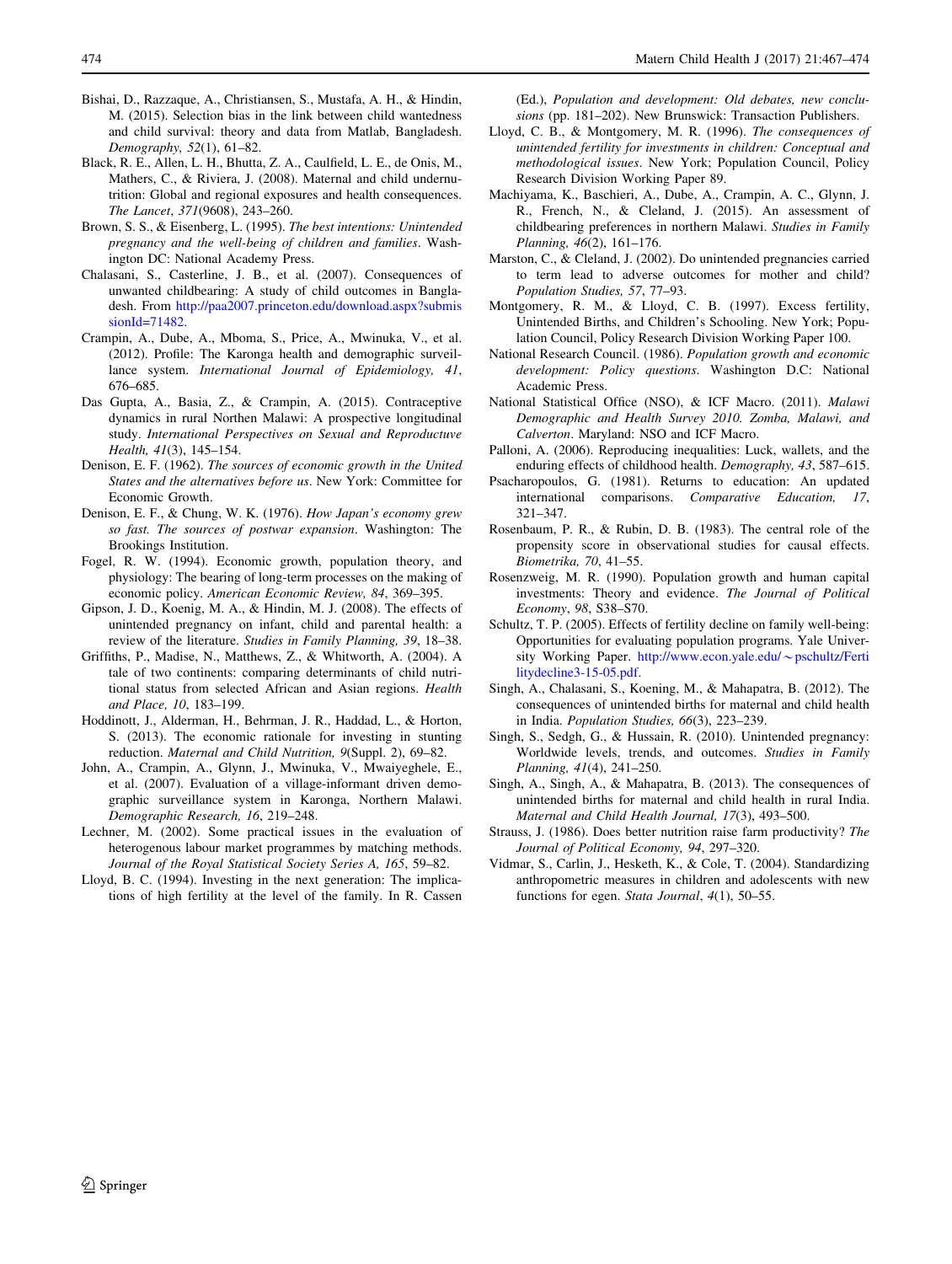Bishai, D., Razzaque, A., Christiansen, S., Mustafa, A. H., & Hindin, M. (2015). Selection bias in the link between child wantedness and child survival: theory and data from Matlab, Bangladesh. *Demography, 52*(1), 61–82.

Black, R. E., Allen, L. H., Bhutta, Z. A., Caulfield, L. E., de Onis, M., Mathers, C., & Riviera, J. (2008). Maternal and child undernutrition: Global and regional exposures and health consequences. *The Lancet*, *371*(9608), 243–260.

Brown, S. S., & Eisenberg, L. (1995). *The best intentions: Unintended pregnancy and the well-being of children and families*. Washington DC: National Academy Press.

Chalasani, S., Casterline, J. B., et al. (2007). Consequences of unwanted childbearing: A study of child outcomes in Bangladesh. From http://paa2007.princeton.edu/download.aspx?submissionId=71482.

Crampin, A., Dube, A., Mboma, S., Price, A., Mwinuka, V., et al. (2012). Profile: The Karonga health and demographic surveillance system. *International Journal of Epidemiology, 41*, 676–685.

Das Gupta, A., Basia, Z., & Crampin, A. (2015). Contraceptive dynamics in rural Northen Malawi: A prospective longitudinal study. *International Perspectives on Sexual and Reproductuve Health, 41*(3), 145–154.

Denison, E. F. (1962). *The sources of economic growth in the United States and the alternatives before us*. New York: Committee for Economic Growth.

Denison, E. F., & Chung, W. K. (1976). *How Japan's economy grew so fast. The sources of postwar expansion*. Washington: The Brookings Institution.

Fogel, R. W. (1994). Economic growth, population theory, and physiology: The bearing of long-term processes on the making of economic policy. *American Economic Review, 84*, 369–395.

Gipson, J. D., Koenig, M. A., & Hindin, M. J. (2008). The effects of unintended pregnancy on infant, child and parental health: a review of the literature. *Studies in Family Planning, 39*, 18–38.

Griffiths, P., Madise, N., Matthews, Z., & Whitworth, A. (2004). A tale of two continents: comparing determinants of child nutritional status from selected African and Asian regions. *Health and Place, 10*, 183–199.

Hoddinott, J., Alderman, H., Behrman, J. R., Haddad, L., & Horton, S. (2013). The economic rationale for investing in stunting reduction. *Maternal and Child Nutrition, 9*(Suppl. 2), 69–82.

John, A., Crampin, A., Glynn, J., Mwinuka, V., Mwaiyeghele, E., et al. (2007). Evaluation of a village-informant driven demographic surveillance system in Karonga, Northern Malawi. *Demographic Research, 16*, 219–248.

Lechner, M. (2002). Some practical issues in the evaluation of heterogeneous labour market programmes by matching methods. *Journal of the Royal Statistical Society Series A, 165*, 59–82.

Lloyd, B. C. (1994). Investing in the next generation: The implications of high fertility at the level of the family. In R. Cassen (Ed.), *Population and development: Old debates, new conclusions* (pp. 181–202). New Brunswick: Transaction Publishers.

Lloyd, C. B., & Montgomery, M. R. (1996). *The consequences of unintended fertility for investments in children: Conceptual and methodological issues*. New York; Population Council, Policy Research Division Working Paper 89.

Machiyama, K., Baschieri, A., Dube, A., Crampin, A. C., Glynn, J. R., French, N., & Cleland, J. (2015). An assessment of childbearing preferences in northern Malawi. *Studies in Family Planning, 46*(2), 161–176.

Marston, C., & Cleland, J. (2002). Do unintended pregnancies carried to term lead to adverse outcomes for mother and child? *Population Studies, 57*, 77–93.

Montgomery, R. M., & Lloyd, C. B. (1997). Excess fertility, Unintended Births, and Children's Schooling. New York; Population Council, Policy Research Division Working Paper 100.

National Research Council. (1986). *Population growth and economic development: Policy questions*. Washington D.C: National Academic Press.

National Statistical Office (NSO), & ICF Macro. (2011). *Malawi Demographic and Health Survey 2010. Zomba, Malawi, and Calverton*. Maryland: NSO and ICF Macro.

Palloni, A. (2006). Reproducing inequalities: Luck, wallets, and the enduring effects of childhood health. *Demography, 43*, 587–615.

Psacharopoulos, G. (1981). Returns to education: An updated international comparisons. *Comparative Education, 17*, 321–347.

Rosenbaum, P. R., & Rubin, D. B. (1983). The central role of the propensity score in observational studies for causal effects. *Biometrika, 70*, 41–55.

Rosenzweig, M. R. (1990). Population growth and human capital investments: Theory and evidence. *The Journal of Political Economy*, *98*, S38–S70.

Schultz, T. P. (2005). Effects of fertility decline on family well-being: Opportunities for evaluating population programs. Yale University Working Paper. http://www.econ.yale.edu/~pschultz/Fertilitydecline3-15-05.pdf.

Singh, A., Chalasani, S., Koening, M., & Mahapatra, B. (2012). The consequences of unintended births for maternal and child health in India. *Population Studies, 66*(3), 223–239.

Singh, S., Sedgh, G., & Hussain, R. (2010). Unintended pregnancy: Worldwide levels, trends, and outcomes. *Studies in Family Planning, 41*(4), 241–250.

Singh, A., Singh, A., & Mahapatra, B. (2013). The consequences of unintended births for maternal and child health in rural India. *Maternal and Child Health Journal, 17*(3), 493–500.

Strauss, J. (1986). Does better nutrition raise farm productivity? *The Journal of Political Economy, 94*, 297–320.

Vidmar, S., Carlin, J., Hesketh, K., & Cole, T. (2004). Standardizing anthropometric measures in children and adolescents with new functions for egen. *Stata Journal*, *4*(1), 50–55.